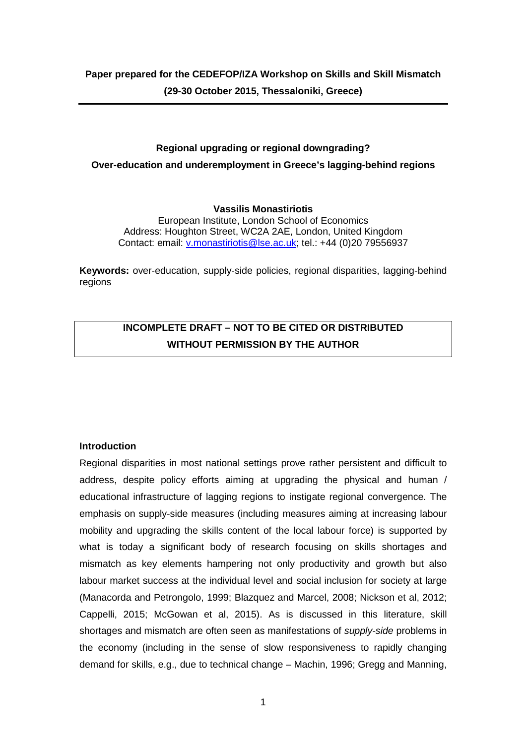**Paper prepared for the CEDEFOP/IZA Workshop on Skills and Skill Mismatch (29-30 October 2015, Thessaloniki, Greece)**

---

# Regional upgrading or regional downgrading? Over-education and underemployment in Greece's lagging-behind regions

**Vassilis Monastiriotis**

European Institute, London School of Economics
Address: Houghton Street, WC2A 2AE, London, United Kingdom
Contact: email: v.monastiriotis@lse.ac.uk; tel.: +44 (0)20 79556937

**Keywords:** over-education, supply-side policies, regional disparities, lagging-behind regions

**INCOMPLETE DRAFT – NOT TO BE CITED OR DISTRIBUTED WITHOUT PERMISSION BY THE AUTHOR**

## Introduction

Regional disparities in most national settings prove rather persistent and difficult to address, despite policy efforts aiming at upgrading the physical and human / educational infrastructure of lagging regions to instigate regional convergence. The emphasis on supply-side measures (including measures aiming at increasing labour mobility and upgrading the skills content of the local labour force) is supported by what is today a significant body of research focusing on skills shortages and mismatch as key elements hampering not only productivity and growth but also labour market success at the individual level and social inclusion for society at large (Manacorda and Petrongolo, 1999; Blazquez and Marcel, 2008; Nickson et al, 2012; Cappelli, 2015; McGowan et al, 2015). As is discussed in this literature, skill shortages and mismatch are often seen as manifestations of *supply-side* problems in the economy (including in the sense of slow responsiveness to rapidly changing demand for skills, e.g., due to technical change – Machin, 1996; Gregg and Manning,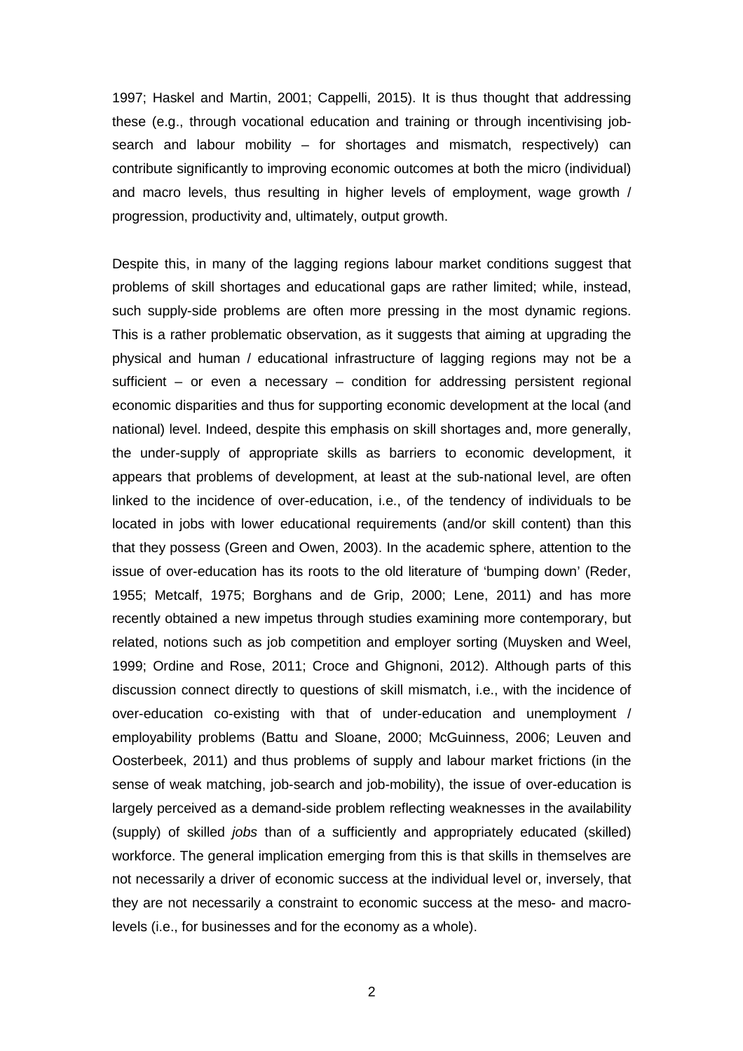1997; Haskel and Martin, 2001; Cappelli, 2015). It is thus thought that addressing these (e.g., through vocational education and training or through incentivising job-search and labour mobility – for shortages and mismatch, respectively) can contribute significantly to improving economic outcomes at both the micro (individual) and macro levels, thus resulting in higher levels of employment, wage growth / progression, productivity and, ultimately, output growth.

Despite this, in many of the lagging regions labour market conditions suggest that problems of skill shortages and educational gaps are rather limited; while, instead, such supply-side problems are often more pressing in the most dynamic regions. This is a rather problematic observation, as it suggests that aiming at upgrading the physical and human / educational infrastructure of lagging regions may not be a sufficient – or even a necessary – condition for addressing persistent regional economic disparities and thus for supporting economic development at the local (and national) level. Indeed, despite this emphasis on skill shortages and, more generally, the under-supply of appropriate skills as barriers to economic development, it appears that problems of development, at least at the sub-national level, are often linked to the incidence of over-education, i.e., of the tendency of individuals to be located in jobs with lower educational requirements (and/or skill content) than this that they possess (Green and Owen, 2003). In the academic sphere, attention to the issue of over-education has its roots to the old literature of 'bumping down' (Reder, 1955; Metcalf, 1975; Borghans and de Grip, 2000; Lene, 2011) and has more recently obtained a new impetus through studies examining more contemporary, but related, notions such as job competition and employer sorting (Muysken and Weel, 1999; Ordine and Rose, 2011; Croce and Ghignoni, 2012). Although parts of this discussion connect directly to questions of skill mismatch, i.e., with the incidence of over-education co-existing with that of under-education and unemployment / employability problems (Battu and Sloane, 2000; McGuinness, 2006; Leuven and Oosterbeek, 2011) and thus problems of supply and labour market frictions (in the sense of weak matching, job-search and job-mobility), the issue of over-education is largely perceived as a demand-side problem reflecting weaknesses in the availability (supply) of skilled *jobs* than of a sufficiently and appropriately educated (skilled) workforce. The general implication emerging from this is that skills in themselves are not necessarily a driver of economic success at the individual level or, inversely, that they are not necessarily a constraint to economic success at the meso- and macro-levels (i.e., for businesses and for the economy as a whole).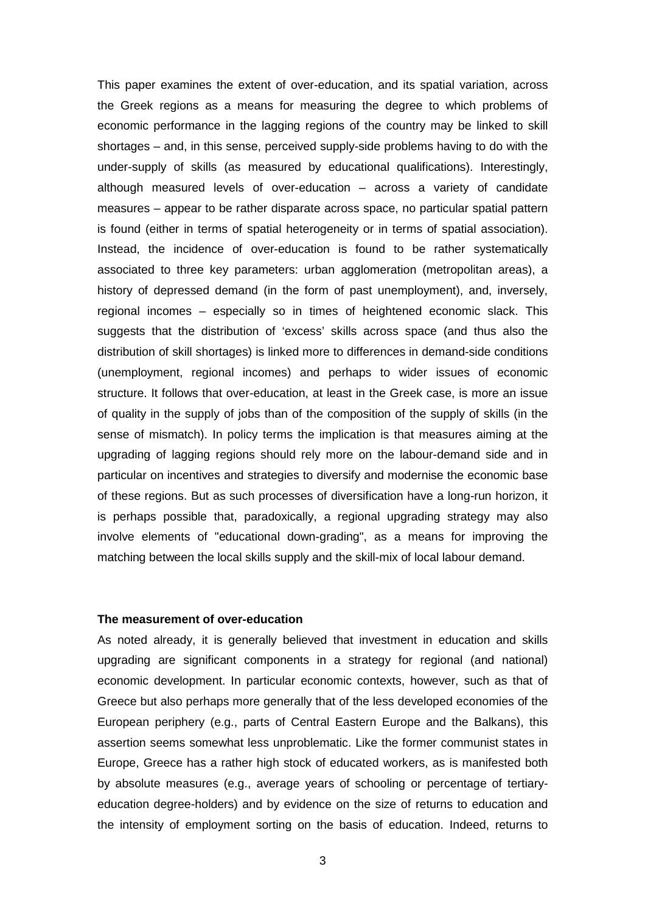This paper examines the extent of over-education, and its spatial variation, across the Greek regions as a means for measuring the degree to which problems of economic performance in the lagging regions of the country may be linked to skill shortages – and, in this sense, perceived supply-side problems having to do with the under-supply of skills (as measured by educational qualifications). Interestingly, although measured levels of over-education – across a variety of candidate measures – appear to be rather disparate across space, no particular spatial pattern is found (either in terms of spatial heterogeneity or in terms of spatial association). Instead, the incidence of over-education is found to be rather systematically associated to three key parameters: urban agglomeration (metropolitan areas), a history of depressed demand (in the form of past unemployment), and, inversely, regional incomes – especially so in times of heightened economic slack. This suggests that the distribution of 'excess' skills across space (and thus also the distribution of skill shortages) is linked more to differences in demand-side conditions (unemployment, regional incomes) and perhaps to wider issues of economic structure. It follows that over-education, at least in the Greek case, is more an issue of quality in the supply of jobs than of the composition of the supply of skills (in the sense of mismatch). In policy terms the implication is that measures aiming at the upgrading of lagging regions should rely more on the labour-demand side and in particular on incentives and strategies to diversify and modernise the economic base of these regions. But as such processes of diversification have a long-run horizon, it is perhaps possible that, paradoxically, a regional upgrading strategy may also involve elements of "educational down-grading", as a means for improving the matching between the local skills supply and the skill-mix of local labour demand.

**The measurement of over-education**

As noted already, it is generally believed that investment in education and skills upgrading are significant components in a strategy for regional (and national) economic development. In particular economic contexts, however, such as that of Greece but also perhaps more generally that of the less developed economies of the European periphery (e.g., parts of Central Eastern Europe and the Balkans), this assertion seems somewhat less unproblematic. Like the former communist states in Europe, Greece has a rather high stock of educated workers, as is manifested both by absolute measures (e.g., average years of schooling or percentage of tertiary-education degree-holders) and by evidence on the size of returns to education and the intensity of employment sorting on the basis of education. Indeed, returns to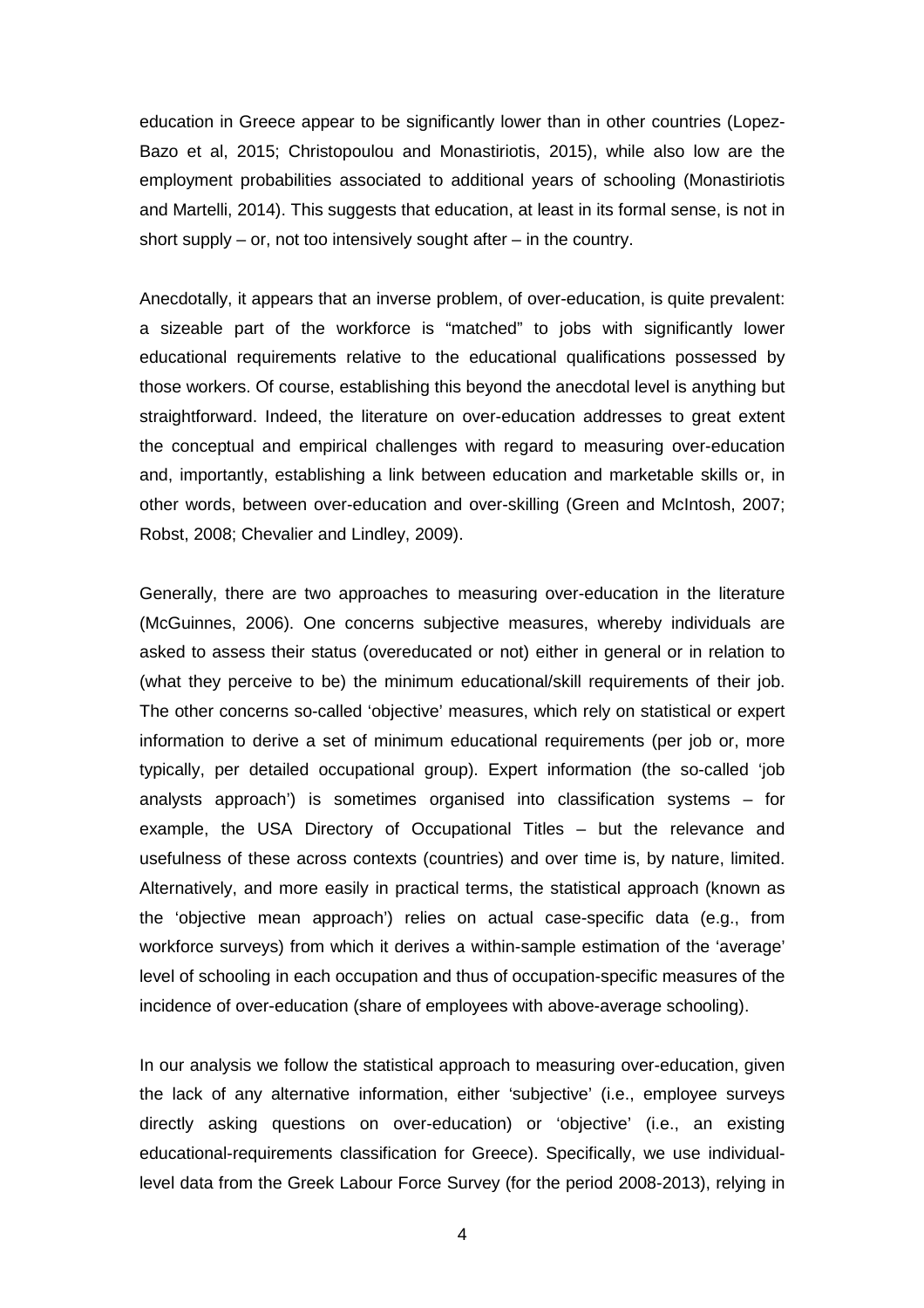education in Greece appear to be significantly lower than in other countries (Lopez-Bazo et al, 2015; Christopoulou and Monastiriotis, 2015), while also low are the employment probabilities associated to additional years of schooling (Monastiriotis and Martelli, 2014). This suggests that education, at least in its formal sense, is not in short supply – or, not too intensively sought after – in the country.

Anecdotally, it appears that an inverse problem, of over-education, is quite prevalent: a sizeable part of the workforce is "matched" to jobs with significantly lower educational requirements relative to the educational qualifications possessed by those workers. Of course, establishing this beyond the anecdotal level is anything but straightforward. Indeed, the literature on over-education addresses to great extent the conceptual and empirical challenges with regard to measuring over-education and, importantly, establishing a link between education and marketable skills or, in other words, between over-education and over-skilling (Green and McIntosh, 2007; Robst, 2008; Chevalier and Lindley, 2009).

Generally, there are two approaches to measuring over-education in the literature (McGuinnes, 2006). One concerns subjective measures, whereby individuals are asked to assess their status (overeducated or not) either in general or in relation to (what they perceive to be) the minimum educational/skill requirements of their job. The other concerns so-called 'objective' measures, which rely on statistical or expert information to derive a set of minimum educational requirements (per job or, more typically, per detailed occupational group). Expert information (the so-called 'job analysts approach') is sometimes organised into classification systems – for example, the USA Directory of Occupational Titles – but the relevance and usefulness of these across contexts (countries) and over time is, by nature, limited. Alternatively, and more easily in practical terms, the statistical approach (known as the 'objective mean approach') relies on actual case-specific data (e.g., from workforce surveys) from which it derives a within-sample estimation of the 'average' level of schooling in each occupation and thus of occupation-specific measures of the incidence of over-education (share of employees with above-average schooling).

In our analysis we follow the statistical approach to measuring over-education, given the lack of any alternative information, either 'subjective' (i.e., employee surveys directly asking questions on over-education) or 'objective' (i.e., an existing educational-requirements classification for Greece). Specifically, we use individual-level data from the Greek Labour Force Survey (for the period 2008-2013), relying in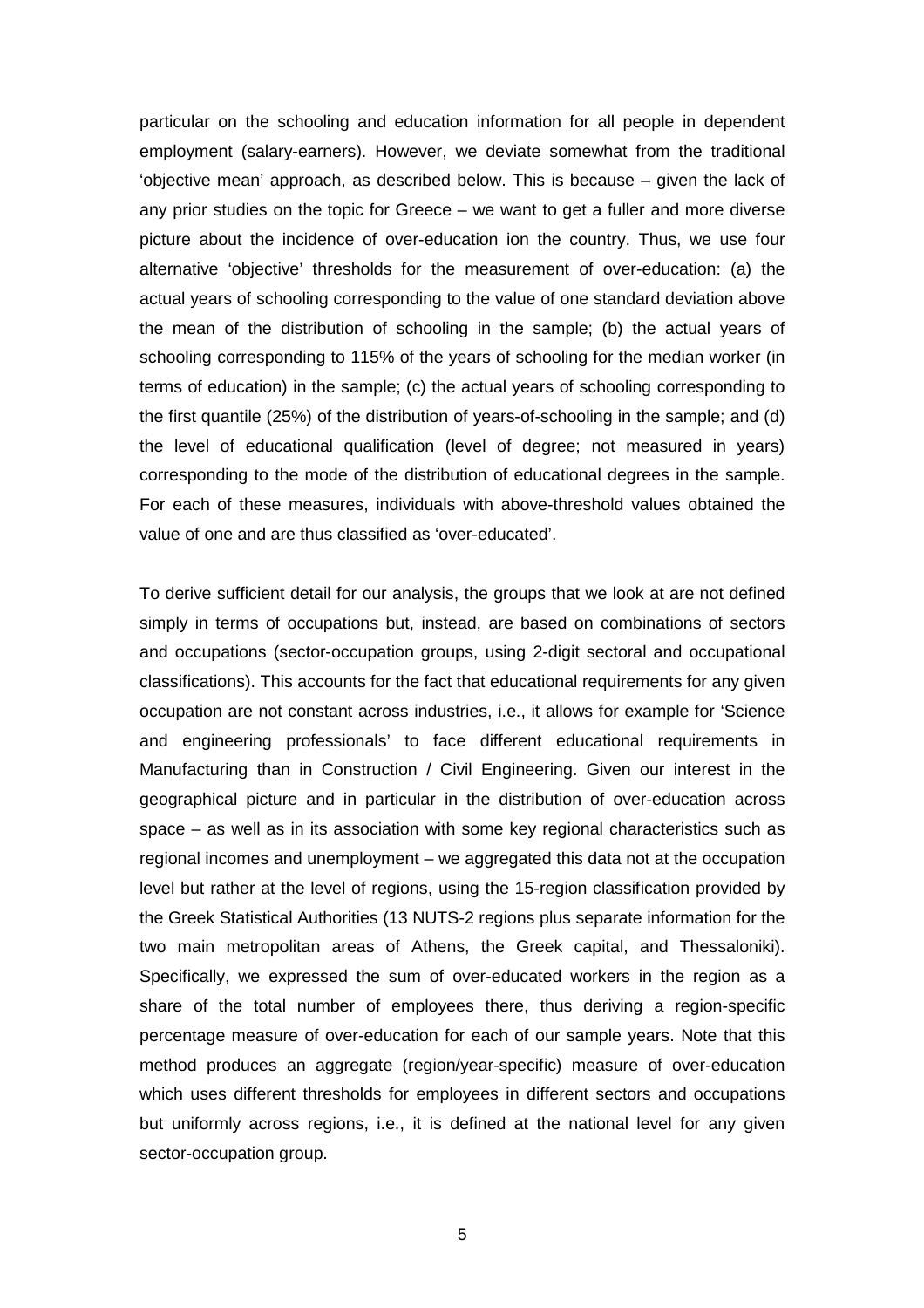particular on the schooling and education information for all people in dependent employment (salary-earners). However, we deviate somewhat from the traditional 'objective mean' approach, as described below. This is because – given the lack of any prior studies on the topic for Greece – we want to get a fuller and more diverse picture about the incidence of over-education ion the country. Thus, we use four alternative 'objective' thresholds for the measurement of over-education: (a) the actual years of schooling corresponding to the value of one standard deviation above the mean of the distribution of schooling in the sample; (b) the actual years of schooling corresponding to 115% of the years of schooling for the median worker (in terms of education) in the sample; (c) the actual years of schooling corresponding to the first quantile (25%) of the distribution of years-of-schooling in the sample; and (d) the level of educational qualification (level of degree; not measured in years) corresponding to the mode of the distribution of educational degrees in the sample. For each of these measures, individuals with above-threshold values obtained the value of one and are thus classified as 'over-educated'.

To derive sufficient detail for our analysis, the groups that we look at are not defined simply in terms of occupations but, instead, are based on combinations of sectors and occupations (sector-occupation groups, using 2-digit sectoral and occupational classifications). This accounts for the fact that educational requirements for any given occupation are not constant across industries, i.e., it allows for example for 'Science and engineering professionals' to face different educational requirements in Manufacturing than in Construction / Civil Engineering. Given our interest in the geographical picture and in particular in the distribution of over-education across space – as well as in its association with some key regional characteristics such as regional incomes and unemployment – we aggregated this data not at the occupation level but rather at the level of regions, using the 15-region classification provided by the Greek Statistical Authorities (13 NUTS-2 regions plus separate information for the two main metropolitan areas of Athens, the Greek capital, and Thessaloniki). Specifically, we expressed the sum of over-educated workers in the region as a share of the total number of employees there, thus deriving a region-specific percentage measure of over-education for each of our sample years. Note that this method produces an aggregate (region/year-specific) measure of over-education which uses different thresholds for employees in different sectors and occupations but uniformly across regions, i.e., it is defined at the national level for any given sector-occupation group.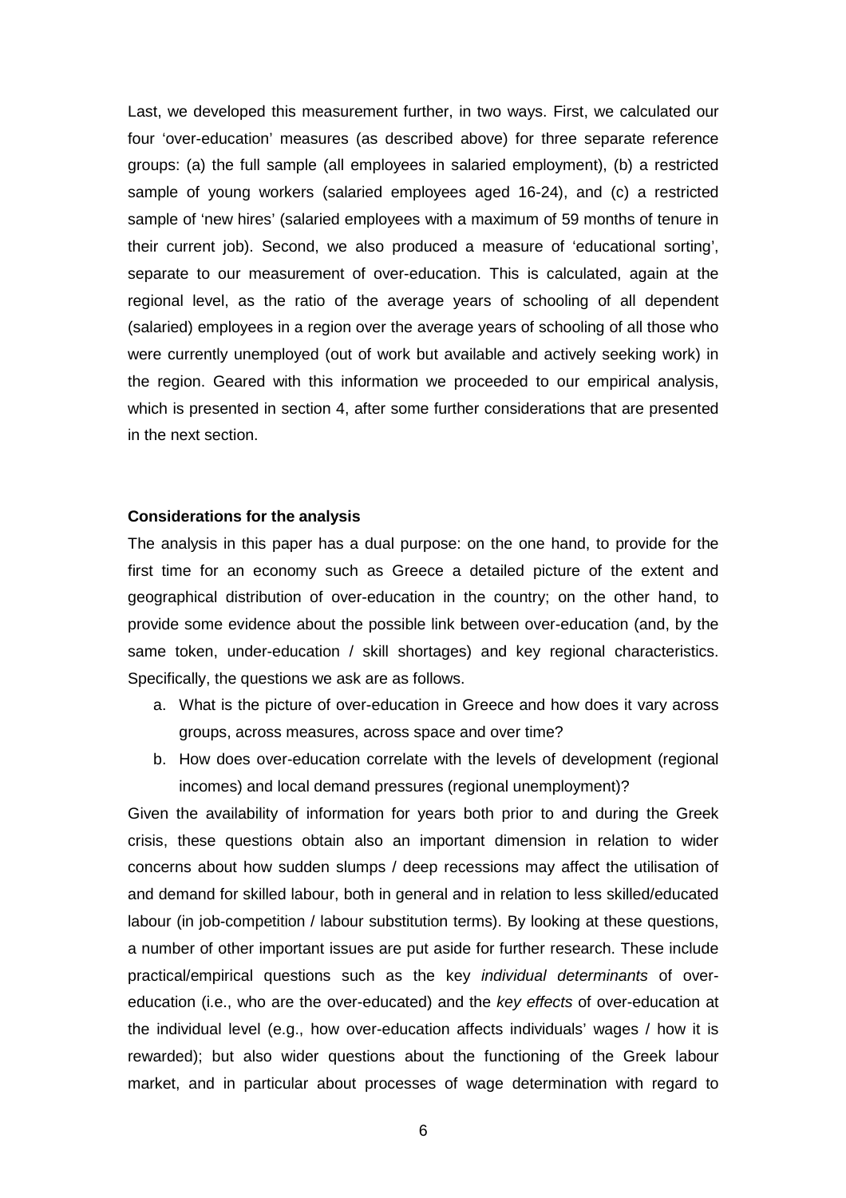Last, we developed this measurement further, in two ways. First, we calculated our four 'over-education' measures (as described above) for three separate reference groups: (a) the full sample (all employees in salaried employment), (b) a restricted sample of young workers (salaried employees aged 16-24), and (c) a restricted sample of 'new hires' (salaried employees with a maximum of 59 months of tenure in their current job). Second, we also produced a measure of 'educational sorting', separate to our measurement of over-education. This is calculated, again at the regional level, as the ratio of the average years of schooling of all dependent (salaried) employees in a region over the average years of schooling of all those who were currently unemployed (out of work but available and actively seeking work) in the region. Geared with this information we proceeded to our empirical analysis, which is presented in section 4, after some further considerations that are presented in the next section.

**Considerations for the analysis**

The analysis in this paper has a dual purpose: on the one hand, to provide for the first time for an economy such as Greece a detailed picture of the extent and geographical distribution of over-education in the country; on the other hand, to provide some evidence about the possible link between over-education (and, by the same token, under-education / skill shortages) and key regional characteristics. Specifically, the questions we ask are as follows.

a. What is the picture of over-education in Greece and how does it vary across groups, across measures, across space and over time?
b. How does over-education correlate with the levels of development (regional incomes) and local demand pressures (regional unemployment)?

Given the availability of information for years both prior to and during the Greek crisis, these questions obtain also an important dimension in relation to wider concerns about how sudden slumps / deep recessions may affect the utilisation of and demand for skilled labour, both in general and in relation to less skilled/educated labour (in job-competition / labour substitution terms). By looking at these questions, a number of other important issues are put aside for further research. These include practical/empirical questions such as the key *individual determinants* of over-education (i.e., who are the over-educated) and the *key effects* of over-education at the individual level (e.g., how over-education affects individuals' wages / how it is rewarded); but also wider questions about the functioning of the Greek labour market, and in particular about processes of wage determination with regard to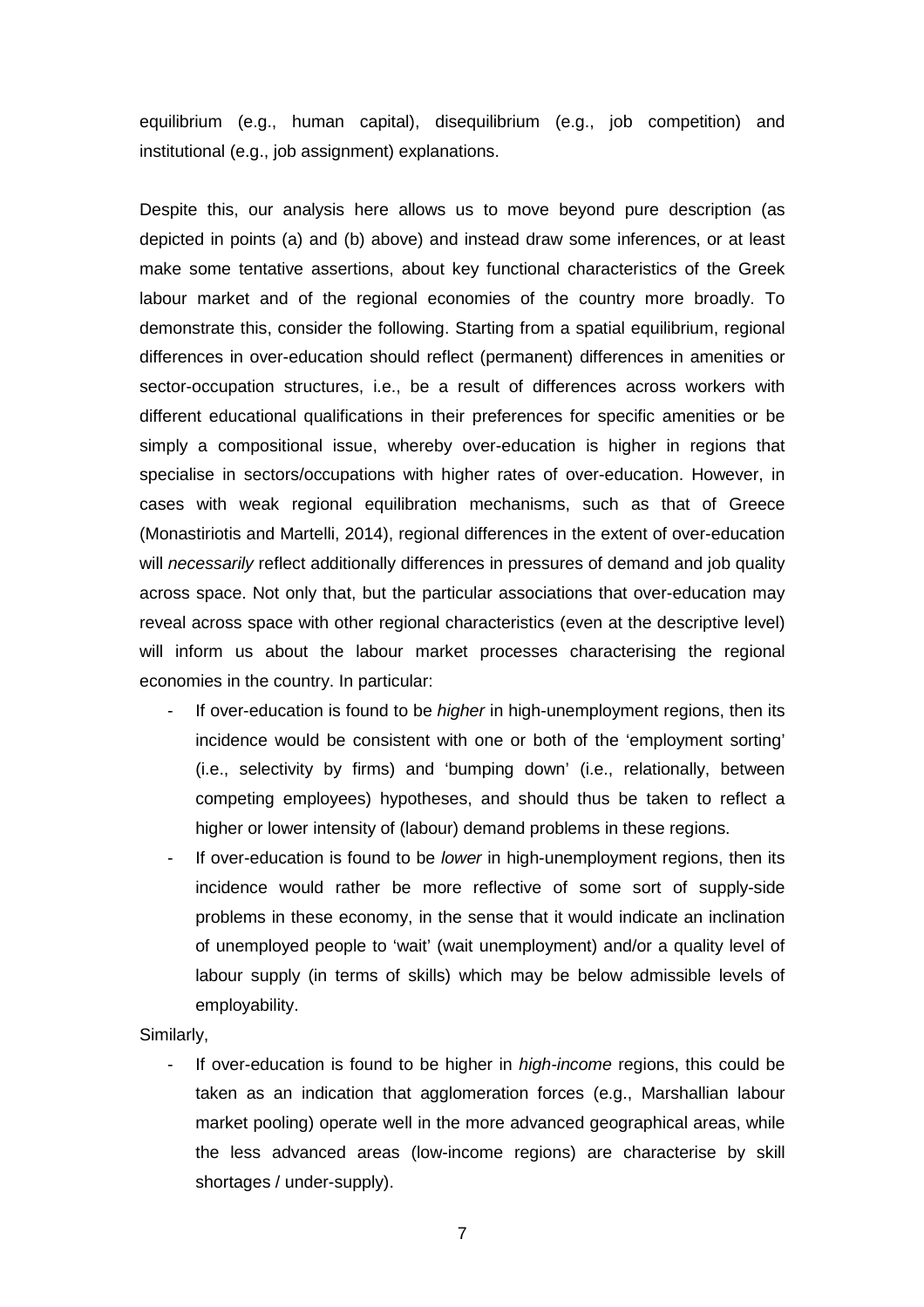equilibrium (e.g., human capital), disequilibrium (e.g., job competition) and institutional (e.g., job assignment) explanations.

Despite this, our analysis here allows us to move beyond pure description (as depicted in points (a) and (b) above) and instead draw some inferences, or at least make some tentative assertions, about key functional characteristics of the Greek labour market and of the regional economies of the country more broadly. To demonstrate this, consider the following. Starting from a spatial equilibrium, regional differences in over-education should reflect (permanent) differences in amenities or sector-occupation structures, i.e., be a result of differences across workers with different educational qualifications in their preferences for specific amenities or be simply a compositional issue, whereby over-education is higher in regions that specialise in sectors/occupations with higher rates of over-education. However, in cases with weak regional equilibration mechanisms, such as that of Greece (Monastiriotis and Martelli, 2014), regional differences in the extent of over-education will *necessarily* reflect additionally differences in pressures of demand and job quality across space. Not only that, but the particular associations that over-education may reveal across space with other regional characteristics (even at the descriptive level) will inform us about the labour market processes characterising the regional economies in the country. In particular:

- If over-education is found to be *higher* in high-unemployment regions, then its incidence would be consistent with one or both of the 'employment sorting' (i.e., selectivity by firms) and 'bumping down' (i.e., relationally, between competing employees) hypotheses, and should thus be taken to reflect a higher or lower intensity of (labour) demand problems in these regions.
- If over-education is found to be *lower* in high-unemployment regions, then its incidence would rather be more reflective of some sort of supply-side problems in these economy, in the sense that it would indicate an inclination of unemployed people to 'wait' (wait unemployment) and/or a quality level of labour supply (in terms of skills) which may be below admissible levels of employability.

Similarly,

- If over-education is found to be higher in *high-income* regions, this could be taken as an indication that agglomeration forces (e.g., Marshallian labour market pooling) operate well in the more advanced geographical areas, while the less advanced areas (low-income regions) are characterise by skill shortages / under-supply).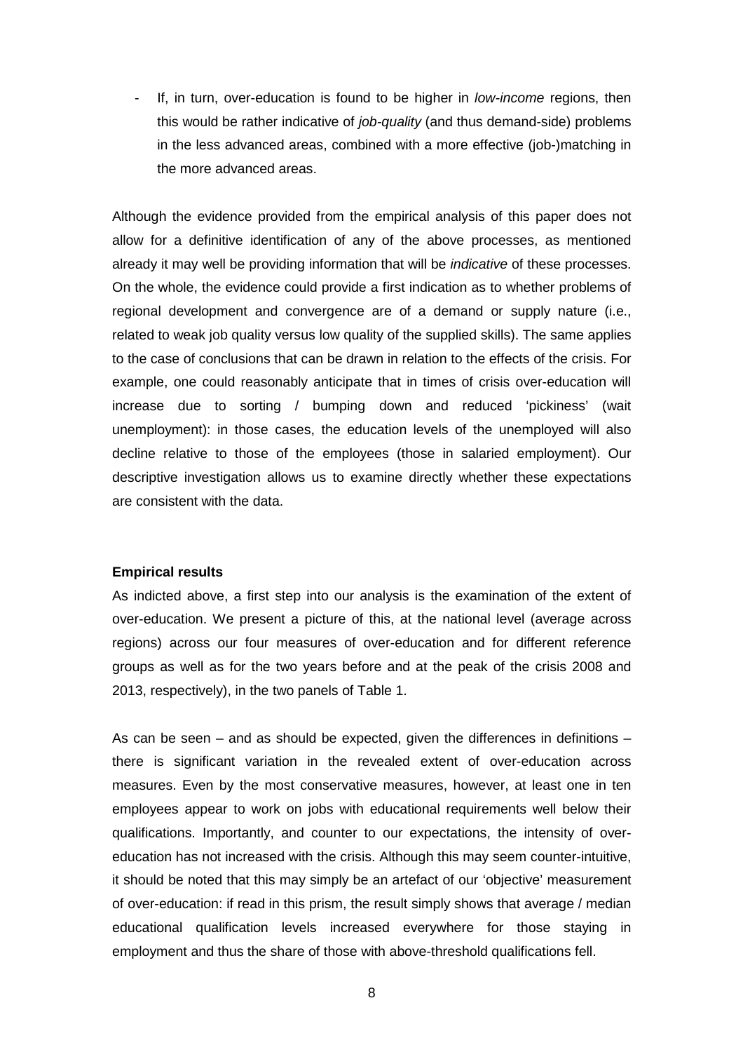- If, in turn, over-education is found to be higher in *low-income* regions, then this would be rather indicative of *job-quality* (and thus demand-side) problems in the less advanced areas, combined with a more effective (job-)matching in the more advanced areas.

Although the evidence provided from the empirical analysis of this paper does not allow for a definitive identification of any of the above processes, as mentioned already it may well be providing information that will be *indicative* of these processes. On the whole, the evidence could provide a first indication as to whether problems of regional development and convergence are of a demand or supply nature (i.e., related to weak job quality versus low quality of the supplied skills). The same applies to the case of conclusions that can be drawn in relation to the effects of the crisis. For example, one could reasonably anticipate that in times of crisis over-education will increase due to sorting / bumping down and reduced 'pickiness' (wait unemployment): in those cases, the education levels of the unemployed will also decline relative to those of the employees (those in salaried employment). Our descriptive investigation allows us to examine directly whether these expectations are consistent with the data.

**Empirical results**

As indicted above, a first step into our analysis is the examination of the extent of over-education. We present a picture of this, at the national level (average across regions) across our four measures of over-education and for different reference groups as well as for the two years before and at the peak of the crisis 2008 and 2013, respectively), in the two panels of Table 1.

As can be seen – and as should be expected, given the differences in definitions – there is significant variation in the revealed extent of over-education across measures. Even by the most conservative measures, however, at least one in ten employees appear to work on jobs with educational requirements well below their qualifications. Importantly, and counter to our expectations, the intensity of over-education has not increased with the crisis. Although this may seem counter-intuitive, it should be noted that this may simply be an artefact of our 'objective' measurement of over-education: if read in this prism, the result simply shows that average / median educational qualification levels increased everywhere for those staying in employment and thus the share of those with above-threshold qualifications fell.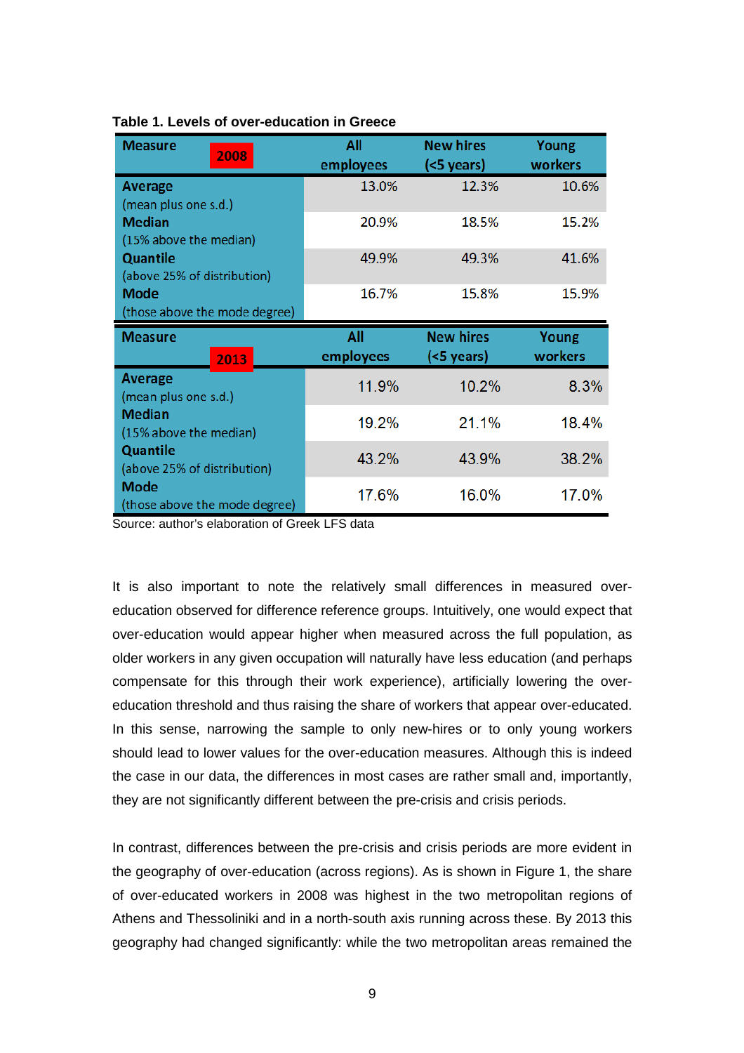**Table 1. Levels of over-education in Greece**

| Measure 2008 | All employees | New hires (<5 years) | Young workers |
|---|---|---|---|
| **Average** (mean plus one s.d.) | 13.0% | 12.3% | 10.6% |
| **Median** (15% above the median) | 20.9% | 18.5% | 15.2% |
| **Quantile** (above 25% of distribution) | 49.9% | 49.3% | 41.6% |
| **Mode** (those above the mode degree) | 16.7% | 15.8% | 15.9% |
| **Measure 2013** | **All employees** | **New hires (<5 years)** | **Young workers** |
| **Average** (mean plus one s.d.) | 11.9% | 10.2% | 8.3% |
| **Median** (15% above the median) | 19.2% | 21.1% | 18.4% |
| **Quantile** (above 25% of distribution) | 43.2% | 43.9% | 38.2% |
| **Mode** (those above the mode degree) | 17.6% | 16.0% | 17.0% |

Source: author's elaboration of Greek LFS data

It is also important to note the relatively small differences in measured over-education observed for difference reference groups. Intuitively, one would expect that over-education would appear higher when measured across the full population, as older workers in any given occupation will naturally have less education (and perhaps compensate for this through their work experience), artificially lowering the over-education threshold and thus raising the share of workers that appear over-educated. In this sense, narrowing the sample to only new-hires or to only young workers should lead to lower values for the over-education measures. Although this is indeed the case in our data, the differences in most cases are rather small and, importantly, they are not significantly different between the pre-crisis and crisis periods.

In contrast, differences between the pre-crisis and crisis periods are more evident in the geography of over-education (across regions). As is shown in Figure 1, the share of over-educated workers in 2008 was highest in the two metropolitan regions of Athens and Thessoliniki and in a north-south axis running across these. By 2013 this geography had changed significantly: while the two metropolitan areas remained the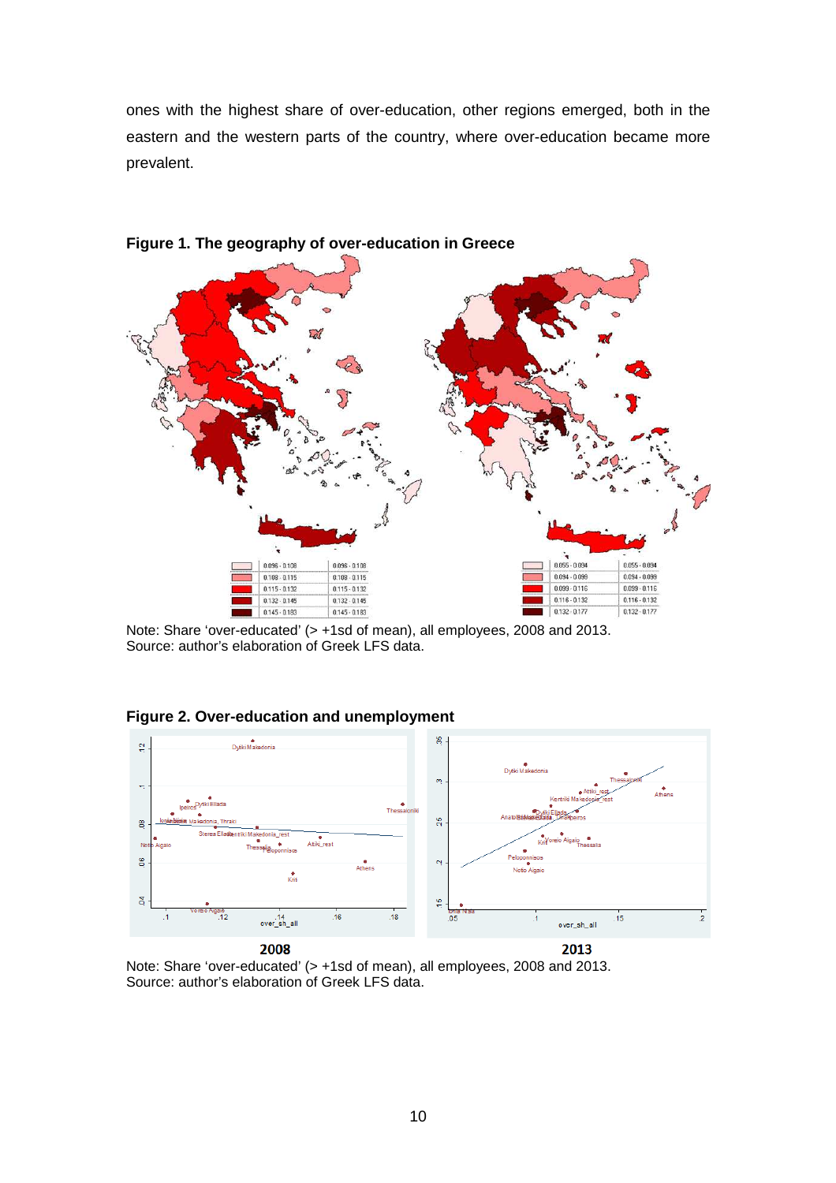ones with the highest share of over-education, other regions emerged, both in the eastern and the western parts of the country, where over-education became more prevalent.

**Figure 1. The geography of over-education in Greece**

Note: Share 'over-educated' (> +1sd of mean), all employees, 2008 and 2013.
Source: author's elaboration of Greek LFS data.

**Figure 2. Over-education and unemployment**

2008 2013

Note: Share 'over-educated' (> +1sd of mean), all employees, 2008 and 2013.
Source: author's elaboration of Greek LFS data.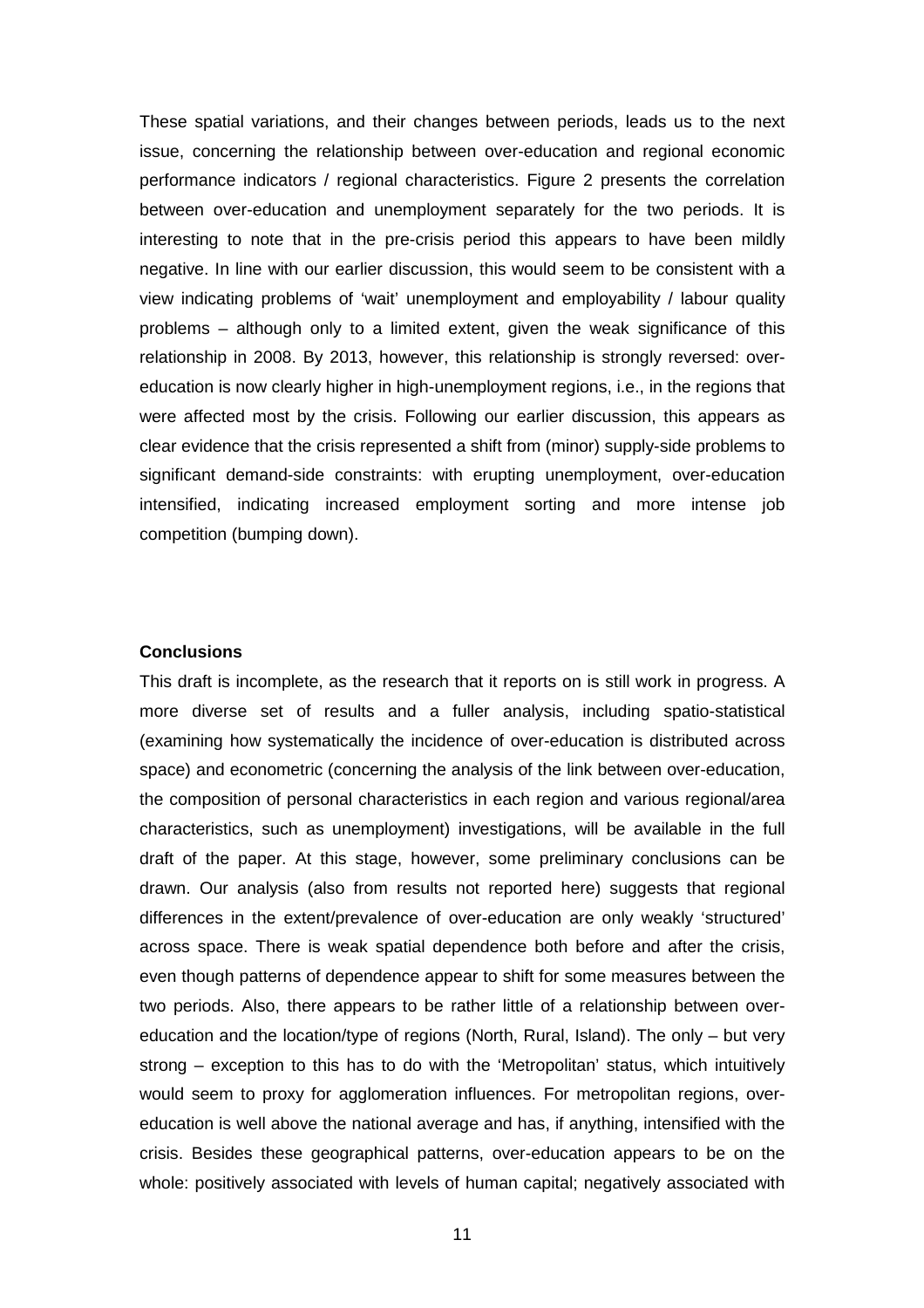These spatial variations, and their changes between periods, leads us to the next issue, concerning the relationship between over-education and regional economic performance indicators / regional characteristics. Figure 2 presents the correlation between over-education and unemployment separately for the two periods. It is interesting to note that in the pre-crisis period this appears to have been mildly negative. In line with our earlier discussion, this would seem to be consistent with a view indicating problems of 'wait' unemployment and employability / labour quality problems – although only to a limited extent, given the weak significance of this relationship in 2008. By 2013, however, this relationship is strongly reversed: over-education is now clearly higher in high-unemployment regions, i.e., in the regions that were affected most by the crisis. Following our earlier discussion, this appears as clear evidence that the crisis represented a shift from (minor) supply-side problems to significant demand-side constraints: with erupting unemployment, over-education intensified, indicating increased employment sorting and more intense job competition (bumping down).

**Conclusions**

This draft is incomplete, as the research that it reports on is still work in progress. A more diverse set of results and a fuller analysis, including spatio-statistical (examining how systematically the incidence of over-education is distributed across space) and econometric (concerning the analysis of the link between over-education, the composition of personal characteristics in each region and various regional/area characteristics, such as unemployment) investigations, will be available in the full draft of the paper. At this stage, however, some preliminary conclusions can be drawn. Our analysis (also from results not reported here) suggests that regional differences in the extent/prevalence of over-education are only weakly 'structured' across space. There is weak spatial dependence both before and after the crisis, even though patterns of dependence appear to shift for some measures between the two periods. Also, there appears to be rather little of a relationship between over-education and the location/type of regions (North, Rural, Island). The only – but very strong – exception to this has to do with the 'Metropolitan' status, which intuitively would seem to proxy for agglomeration influences. For metropolitan regions, over-education is well above the national average and has, if anything, intensified with the crisis. Besides these geographical patterns, over-education appears to be on the whole: positively associated with levels of human capital; negatively associated with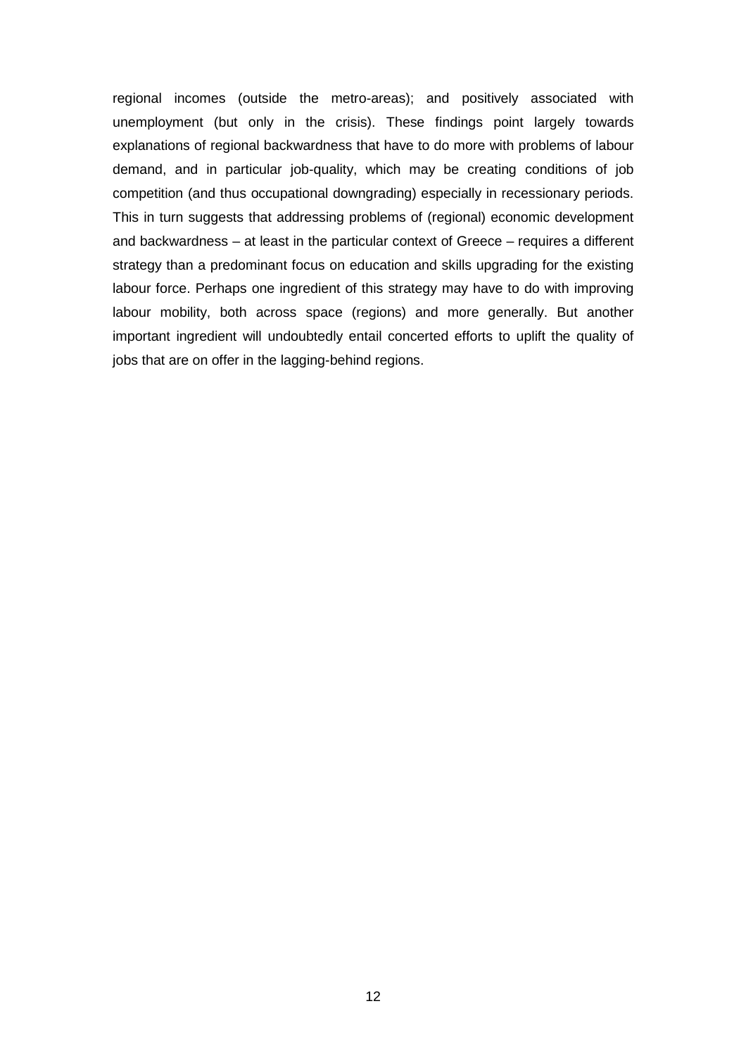regional incomes (outside the metro-areas); and positively associated with unemployment (but only in the crisis). These findings point largely towards explanations of regional backwardness that have to do more with problems of labour demand, and in particular job-quality, which may be creating conditions of job competition (and thus occupational downgrading) especially in recessionary periods. This in turn suggests that addressing problems of (regional) economic development and backwardness – at least in the particular context of Greece – requires a different strategy than a predominant focus on education and skills upgrading for the existing labour force. Perhaps one ingredient of this strategy may have to do with improving labour mobility, both across space (regions) and more generally. But another important ingredient will undoubtedly entail concerted efforts to uplift the quality of jobs that are on offer in the lagging-behind regions.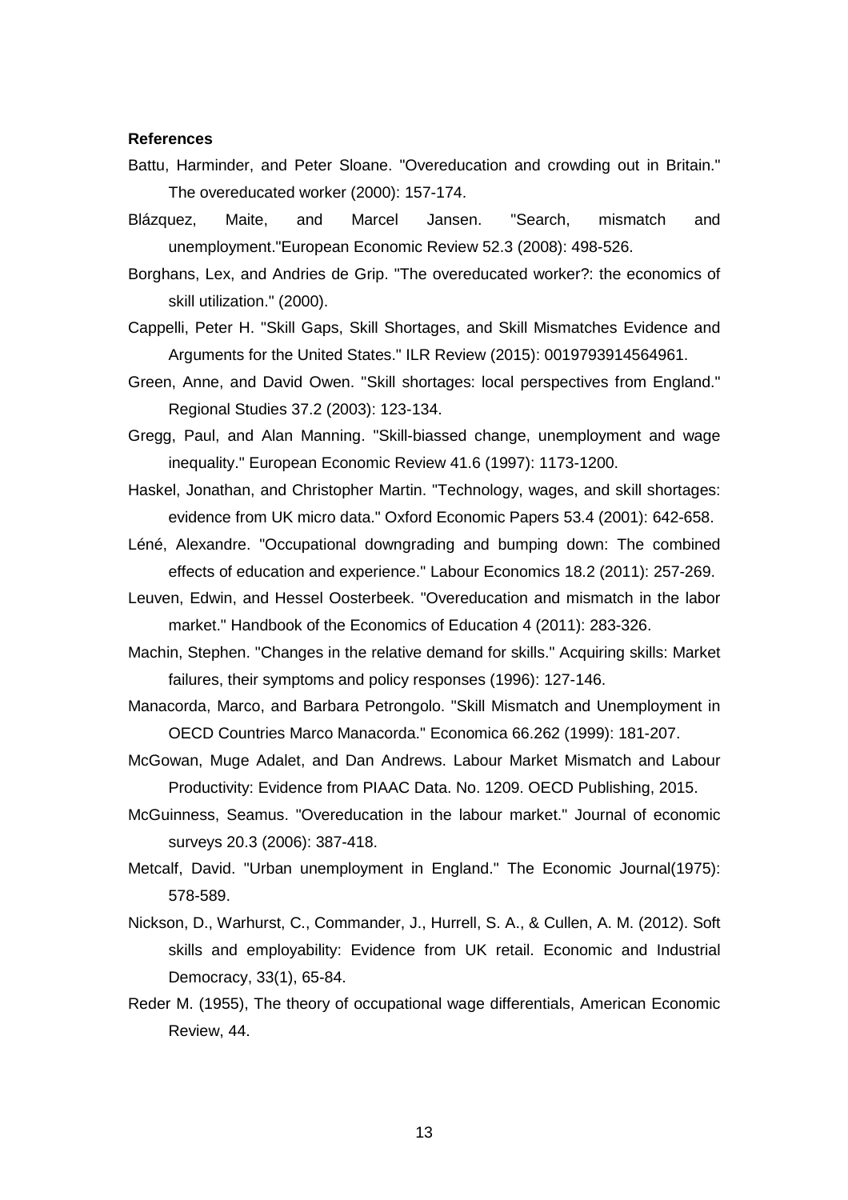**References**

Battu, Harminder, and Peter Sloane. "Overeducation and crowding out in Britain." The overeducated worker (2000): 157-174.

Blázquez, Maite, and Marcel Jansen. "Search, mismatch and unemployment."European Economic Review 52.3 (2008): 498-526.

Borghans, Lex, and Andries de Grip. "The overeducated worker?: the economics of skill utilization." (2000).

Cappelli, Peter H. "Skill Gaps, Skill Shortages, and Skill Mismatches Evidence and Arguments for the United States." ILR Review (2015): 0019793914564961.

Green, Anne, and David Owen. "Skill shortages: local perspectives from England." Regional Studies 37.2 (2003): 123-134.

Gregg, Paul, and Alan Manning. "Skill-biassed change, unemployment and wage inequality." European Economic Review 41.6 (1997): 1173-1200.

Haskel, Jonathan, and Christopher Martin. "Technology, wages, and skill shortages: evidence from UK micro data." Oxford Economic Papers 53.4 (2001): 642-658.

Léné, Alexandre. "Occupational downgrading and bumping down: The combined effects of education and experience." Labour Economics 18.2 (2011): 257-269.

Leuven, Edwin, and Hessel Oosterbeek. "Overeducation and mismatch in the labor market." Handbook of the Economics of Education 4 (2011): 283-326.

Machin, Stephen. "Changes in the relative demand for skills." Acquiring skills: Market failures, their symptoms and policy responses (1996): 127-146.

Manacorda, Marco, and Barbara Petrongolo. "Skill Mismatch and Unemployment in OECD Countries Marco Manacorda." Economica 66.262 (1999): 181-207.

McGowan, Muge Adalet, and Dan Andrews. Labour Market Mismatch and Labour Productivity: Evidence from PIAAC Data. No. 1209. OECD Publishing, 2015.

McGuinness, Seamus. "Overeducation in the labour market." Journal of economic surveys 20.3 (2006): 387-418.

Metcalf, David. "Urban unemployment in England." The Economic Journal(1975): 578-589.

Nickson, D., Warhurst, C., Commander, J., Hurrell, S. A., & Cullen, A. M. (2012). Soft skills and employability: Evidence from UK retail. Economic and Industrial Democracy, 33(1), 65-84.

Reder M. (1955), The theory of occupational wage differentials, American Economic Review, 44.